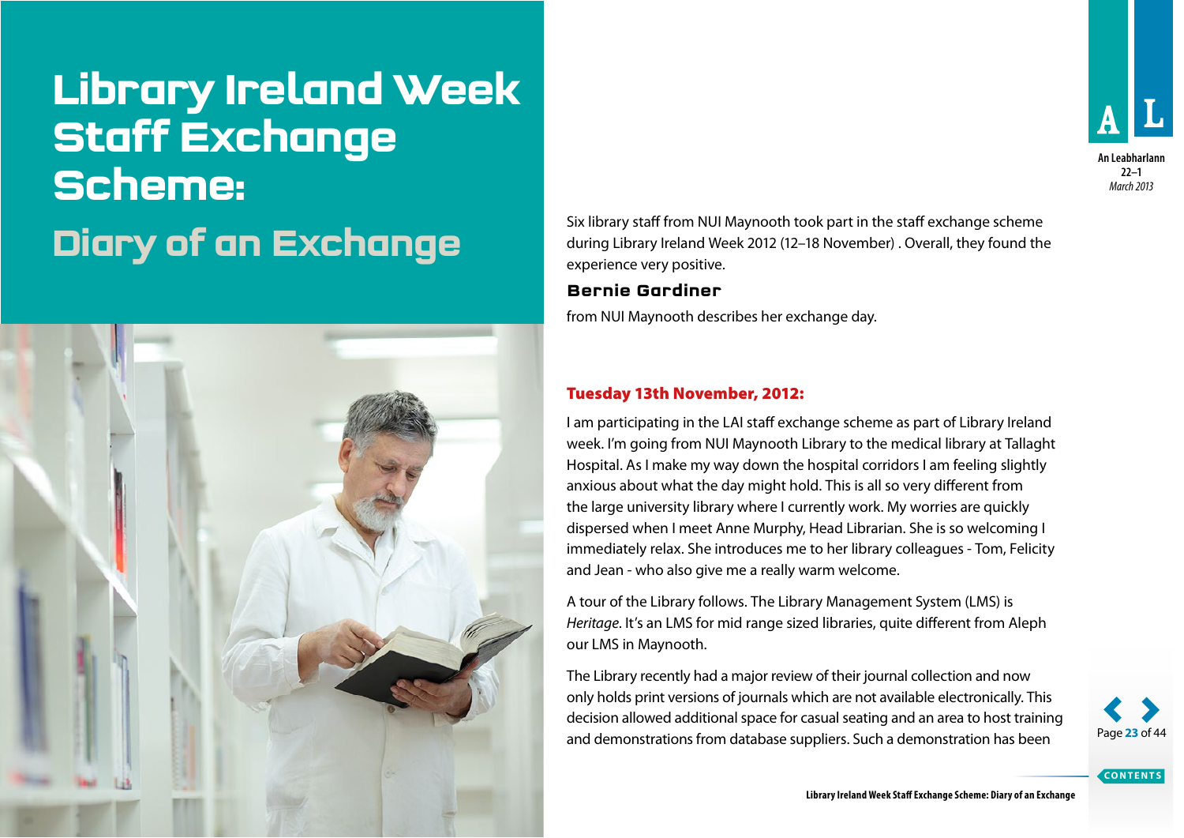# Library Ireland Week Staff Exchange Scheme:

## Diary of an Exchange

Six library staff from NUI Maynooth took part in the staff exchange scheme during Library Ireland Week 2012 (12–18 November) . Overall, they found the experience very positive.

### Bernie Gardiner

from NUI Maynooth describes her exchange day.

### Tuesday 13th November, 2012:

I am participating in the LAI staff exchange scheme as part of Library Ireland week. I'm going from NUI Maynooth Library to the medical library at Tallaght Hospital. As I make my way down the hospital corridors I am feeling slightly anxious about what the day might hold. This is all so very different from the large university library where I currently work. My worries are quickly dispersed when I meet Anne Murphy, Head Librarian. She is so welcoming I immediately relax. She introduces me to her library colleagues - Tom, Felicity and Jean - who also give me a really warm welcome.

A tour of the Library follows. The Library Management System (LMS) is *Heritage*. It's an LMS for mid range sized libraries, quite different from Aleph our LMS in Maynooth.

The Library recently had a major review of their journal collection and now only holds print versions of journals which are not available electronically. This decision allowed additional space for casual seating and an area to host training and demonstrations from database suppliers. Such a demonstration has been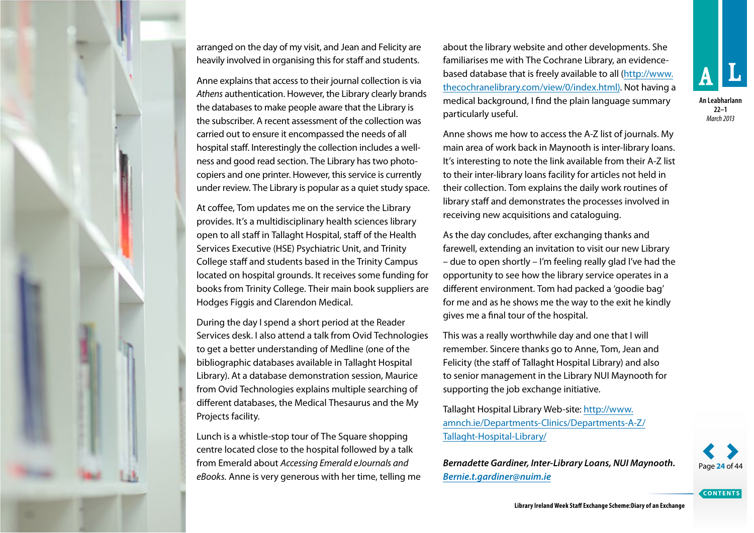arranged on the day of my visit, and Jean and Felicity are heavily involved in organising this for staff and students.

Anne explains that access to their journal collection is via *Athens* authentication. However, the Library clearly brands the databases to make people aware that the Library is the subscriber. A recent assessment of the collection was carried out to ensure it encompassed the needs of all hospital staff. Interestingly the collection includes a wellness and good read section. The Library has two photocopiers and one printer. However, this service is currently under review. The Library is popular as a quiet study space.

At coffee, Tom updates me on the service the Library provides. It's a multidisciplinary health sciences library open to all staff in Tallaght Hospital, staff of the Health Services Executive (HSE) Psychiatric Unit, and Trinity College staff and students based in the Trinity Campus located on hospital grounds. It receives some funding for books from Trinity College. Their main book suppliers are Hodges Figgis and Clarendon Medical.

During the day I spend a short period at the Reader Services desk. I also attend a talk from Ovid Technologies to get a better understanding of Medline (one of the bibliographic databases available in Tallaght Hospital Library). At a database demonstration session, Maurice from Ovid Technologies explains multiple searching of different databases, the Medical Thesaurus and the My Projects facility.

Lunch is a whistle-stop tour of The Square shopping centre located close to the hospital followed by a talk from Emerald about *Accessing Emerald eJournals and eBooks.* Anne is very generous with her time, telling me about the library website and other developments. She familiarises me with The Cochrane Library, an evidence-based database that is freely available to all (http://www.thecochranelibrary.com/view/0/index.html). Not having a medical background, I find the plain language summary particularly useful.

Anne shows me how to access the A-Z list of journals. My main area of work back in Maynooth is inter-library loans. It's interesting to note the link available from their A-Z list to their inter-library loans facility for articles not held in their collection. Tom explains the daily work routines of library staff and demonstrates the processes involved in receiving new acquisitions and cataloguing.

As the day concludes, after exchanging thanks and farewell, extending an invitation to visit our new Library – due to open shortly – I'm feeling really glad I've had the opportunity to see how the library service operates in a different environment. Tom had packed a 'goodie bag' for me and as he shows me the way to the exit he kindly gives me a final tour of the hospital.

This was a really worthwhile day and one that I will remember. Sincere thanks go to Anne, Tom, Jean and Felicity (the staff of Tallaght Hospital Library) and also to senior management in the Library NUI Maynooth for supporting the job exchange initiative.

Tallaght Hospital Library Web-site: http://www.amnch.ie/Departments-Clinics/Departments-A-Z/Tallaght-Hospital-Library/

***Bernadette Gardiner, Inter-Library Loans, NUI Maynooth.***
***Bernie.t.gardiner@nuim.ie***